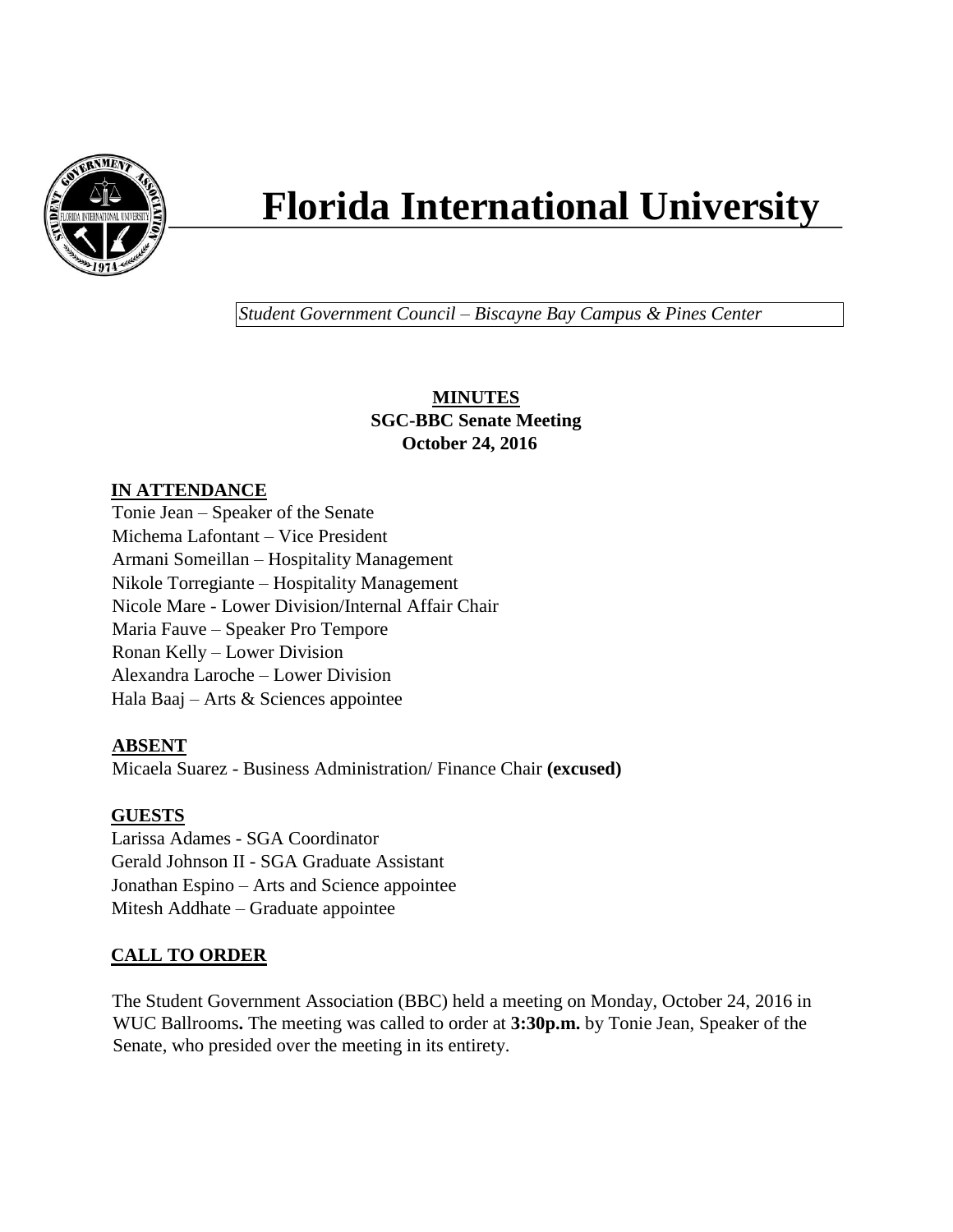# Florida International University

*Student Government Council – Biscayne Bay Campus & Pines Center*

**MINUTES**
**SGC-BBC Senate Meeting**
**October 24, 2016**

## IN ATTENDANCE

Tonie Jean – Speaker of the Senate
Michema Lafontant – Vice President
Armani Someillan – Hospitality Management
Nikole Torregiante – Hospitality Management
Nicole Mare - Lower Division/Internal Affair Chair
Maria Fauve – Speaker Pro Tempore
Ronan Kelly – Lower Division
Alexandra Laroche – Lower Division
Hala Baaj – Arts & Sciences appointee

## ABSENT

Micaela Suarez - Business Administration/ Finance Chair **(excused)**

## GUESTS

Larissa Adames - SGA Coordinator
Gerald Johnson II - SGA Graduate Assistant
Jonathan Espino – Arts and Science appointee
Mitesh Addhate – Graduate appointee

## CALL TO ORDER

The Student Government Association (BBC) held a meeting on Monday, October 24, 2016 in WUC Ballrooms**.** The meeting was called to order at **3:30p.m.** by Tonie Jean, Speaker of the Senate, who presided over the meeting in its entirety.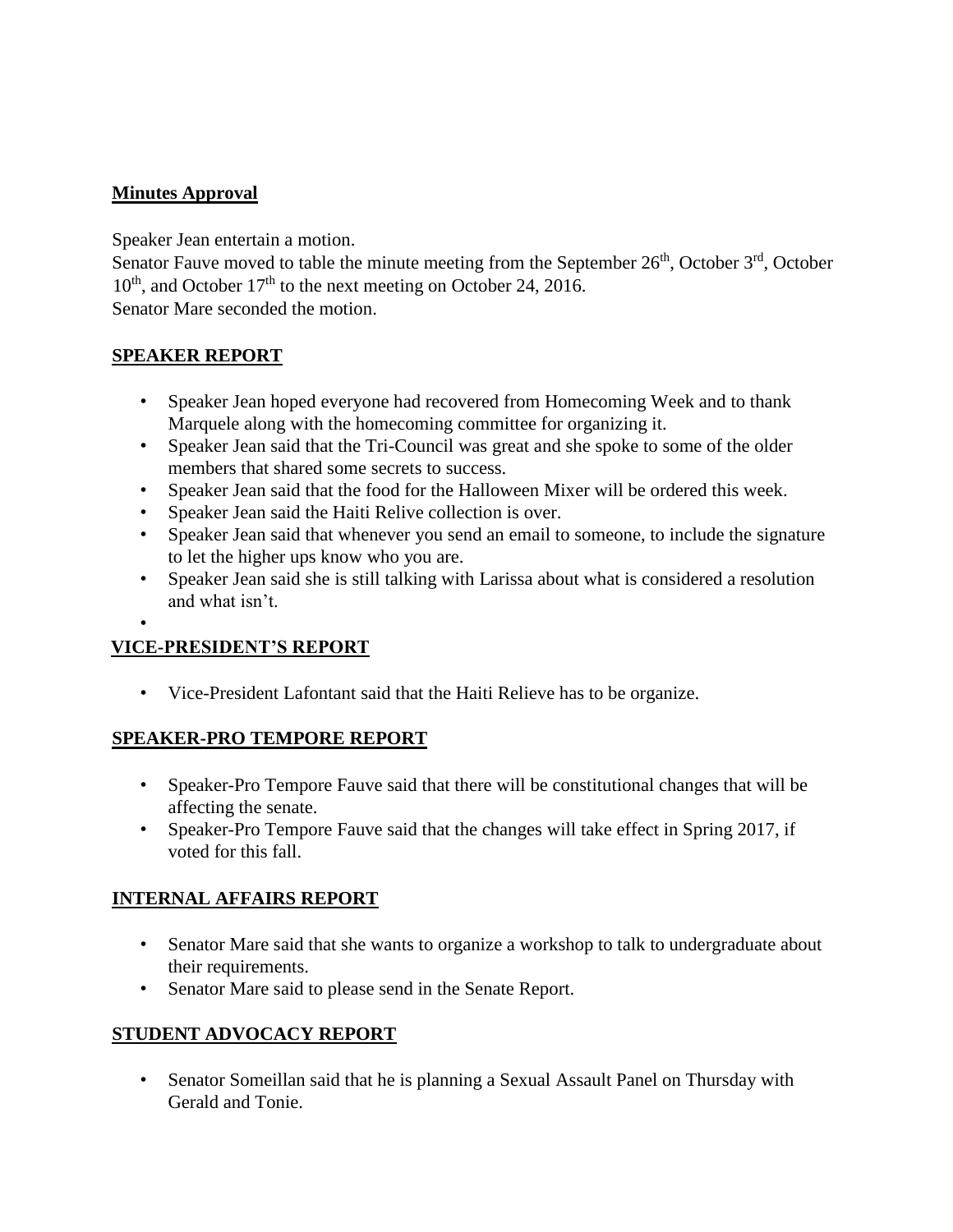**Minutes Approval**

Speaker Jean entertain a motion.
Senator Fauve moved to table the minute meeting from the September 26th, October 3rd, October 10th, and October 17th to the next meeting on October 24, 2016.
Senator Mare seconded the motion.

**SPEAKER REPORT**

- Speaker Jean hoped everyone had recovered from Homecoming Week and to thank Marquele along with the homecoming committee for organizing it.
- Speaker Jean said that the Tri-Council was great and she spoke to some of the older members that shared some secrets to success.
- Speaker Jean said that the food for the Halloween Mixer will be ordered this week.
- Speaker Jean said the Haiti Relive collection is over.
- Speaker Jean said that whenever you send an email to someone, to include the signature to let the higher ups know who you are.
- Speaker Jean said she is still talking with Larissa about what is considered a resolution and what isn't.

**VICE-PRESIDENT'S REPORT**

- Vice-President Lafontant said that the Haiti Relieve has to be organize.

**SPEAKER-PRO TEMPORE REPORT**

- Speaker-Pro Tempore Fauve said that there will be constitutional changes that will be affecting the senate.
- Speaker-Pro Tempore Fauve said that the changes will take effect in Spring 2017, if voted for this fall.

**INTERNAL AFFAIRS REPORT**

- Senator Mare said that she wants to organize a workshop to talk to undergraduate about their requirements.
- Senator Mare said to please send in the Senate Report.

**STUDENT ADVOCACY REPORT**

- Senator Someillan said that he is planning a Sexual Assault Panel on Thursday with Gerald and Tonie.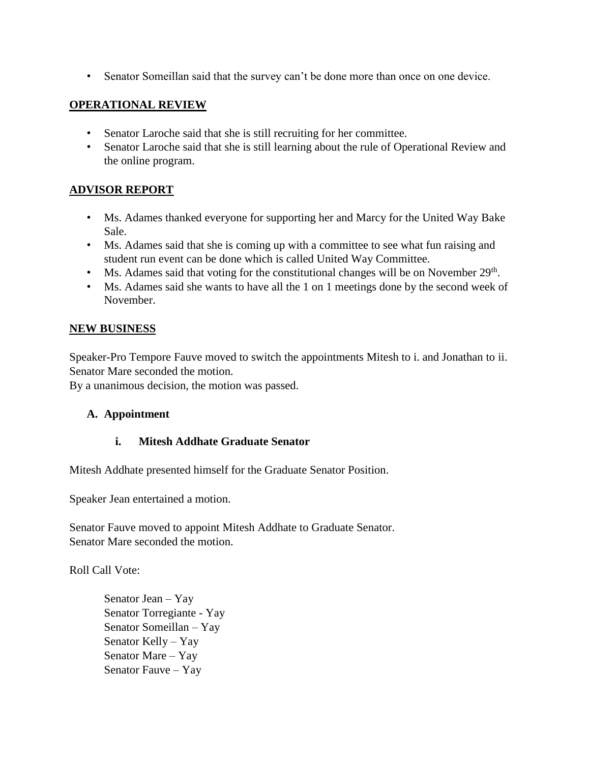- Senator Someillan said that the survey can't be done more than once on one device.

## OPERATIONAL REVIEW

- Senator Laroche said that she is still recruiting for her committee.
- Senator Laroche said that she is still learning about the rule of Operational Review and the online program.

## ADVISOR REPORT

- Ms. Adames thanked everyone for supporting her and Marcy for the United Way Bake Sale.
- Ms. Adames said that she is coming up with a committee to see what fun raising and student run event can be done which is called United Way Committee.
- Ms. Adames said that voting for the constitutional changes will be on November 29th.
- Ms. Adames said she wants to have all the 1 on 1 meetings done by the second week of November.

## NEW BUSINESS

Speaker-Pro Tempore Fauve moved to switch the appointments Mitesh to i. and Jonathan to ii.
Senator Mare seconded the motion.
By a unanimous decision, the motion was passed.

### A. Appointment

#### i. Mitesh Addhate Graduate Senator

Mitesh Addhate presented himself for the Graduate Senator Position.

Speaker Jean entertained a motion.

Senator Fauve moved to appoint Mitesh Addhate to Graduate Senator.
Senator Mare seconded the motion.

Roll Call Vote:

Senator Jean – Yay
Senator Torregiante - Yay
Senator Someillan – Yay
Senator Kelly – Yay
Senator Mare – Yay
Senator Fauve – Yay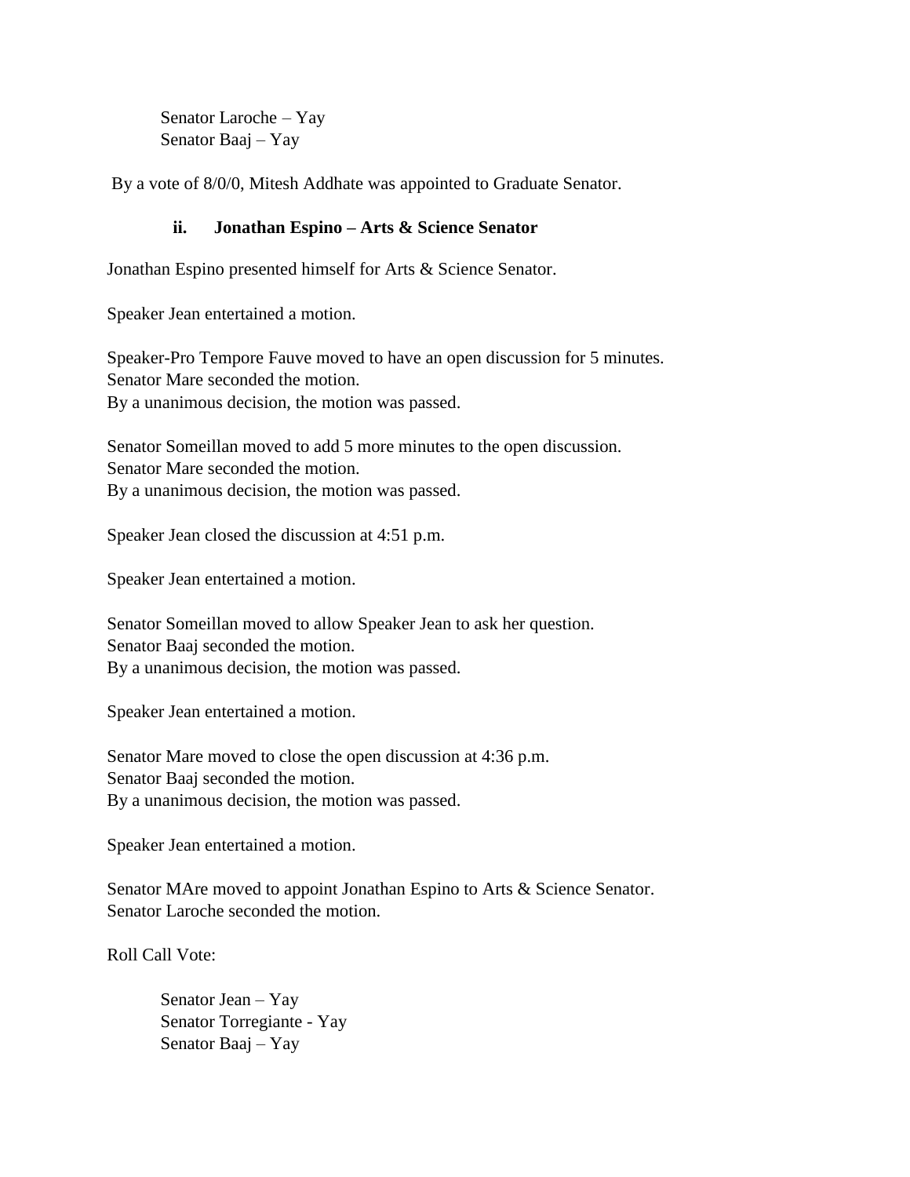Senator Laroche – Yay
Senator Baaj – Yay

By a vote of 8/0/0, Mitesh Addhate was appointed to Graduate Senator.

### ii. Jonathan Espino – Arts & Science Senator

Jonathan Espino presented himself for Arts & Science Senator.

Speaker Jean entertained a motion.

Speaker-Pro Tempore Fauve moved to have an open discussion for 5 minutes.
Senator Mare seconded the motion.
By a unanimous decision, the motion was passed.

Senator Someillan moved to add 5 more minutes to the open discussion.
Senator Mare seconded the motion.
By a unanimous decision, the motion was passed.

Speaker Jean closed the discussion at 4:51 p.m.

Speaker Jean entertained a motion.

Senator Someillan moved to allow Speaker Jean to ask her question.
Senator Baaj seconded the motion.
By a unanimous decision, the motion was passed.

Speaker Jean entertained a motion.

Senator Mare moved to close the open discussion at 4:36 p.m.
Senator Baaj seconded the motion.
By a unanimous decision, the motion was passed.

Speaker Jean entertained a motion.

Senator MAre moved to appoint Jonathan Espino to Arts & Science Senator.
Senator Laroche seconded the motion.

Roll Call Vote:

Senator Jean – Yay
Senator Torregiante - Yay
Senator Baaj – Yay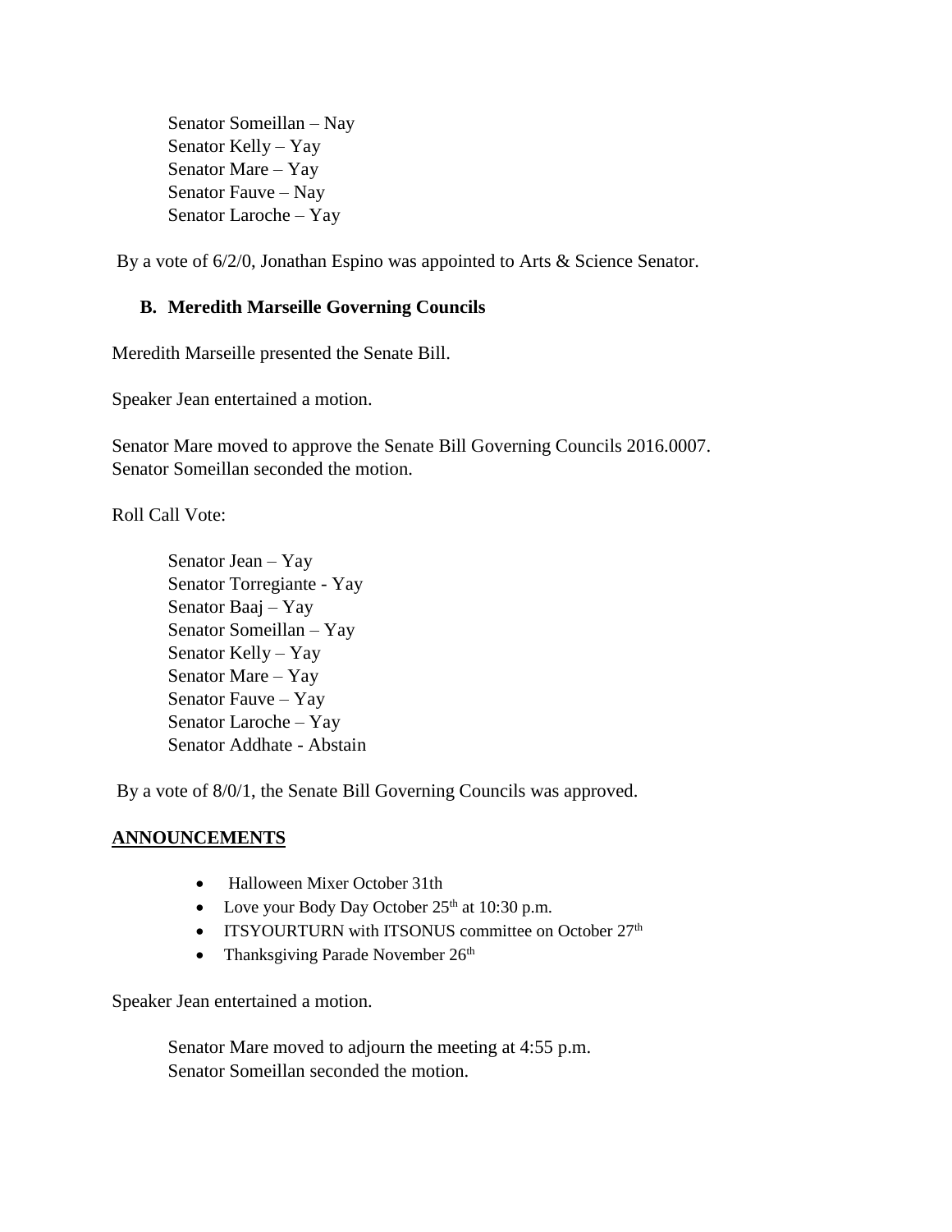Senator Someillan – Nay
Senator Kelly – Yay
Senator Mare – Yay
Senator Fauve – Nay
Senator Laroche – Yay

By a vote of 6/2/0, Jonathan Espino was appointed to Arts & Science Senator.

### B. Meredith Marseille Governing Councils

Meredith Marseille presented the Senate Bill.

Speaker Jean entertained a motion.

Senator Mare moved to approve the Senate Bill Governing Councils 2016.0007.
Senator Someillan seconded the motion.

Roll Call Vote:

Senator Jean – Yay
Senator Torregiante - Yay
Senator Baaj – Yay
Senator Someillan – Yay
Senator Kelly – Yay
Senator Mare – Yay
Senator Fauve – Yay
Senator Laroche – Yay
Senator Addhate - Abstain

By a vote of 8/0/1, the Senate Bill Governing Councils was approved.

## ANNOUNCEMENTS

- Halloween Mixer October 31th
- Love your Body Day October 25th at 10:30 p.m.
- ITSYOURTURN with ITSONUS committee on October 27th
- Thanksgiving Parade November 26th

Speaker Jean entertained a motion.

Senator Mare moved to adjourn the meeting at 4:55 p.m.
Senator Someillan seconded the motion.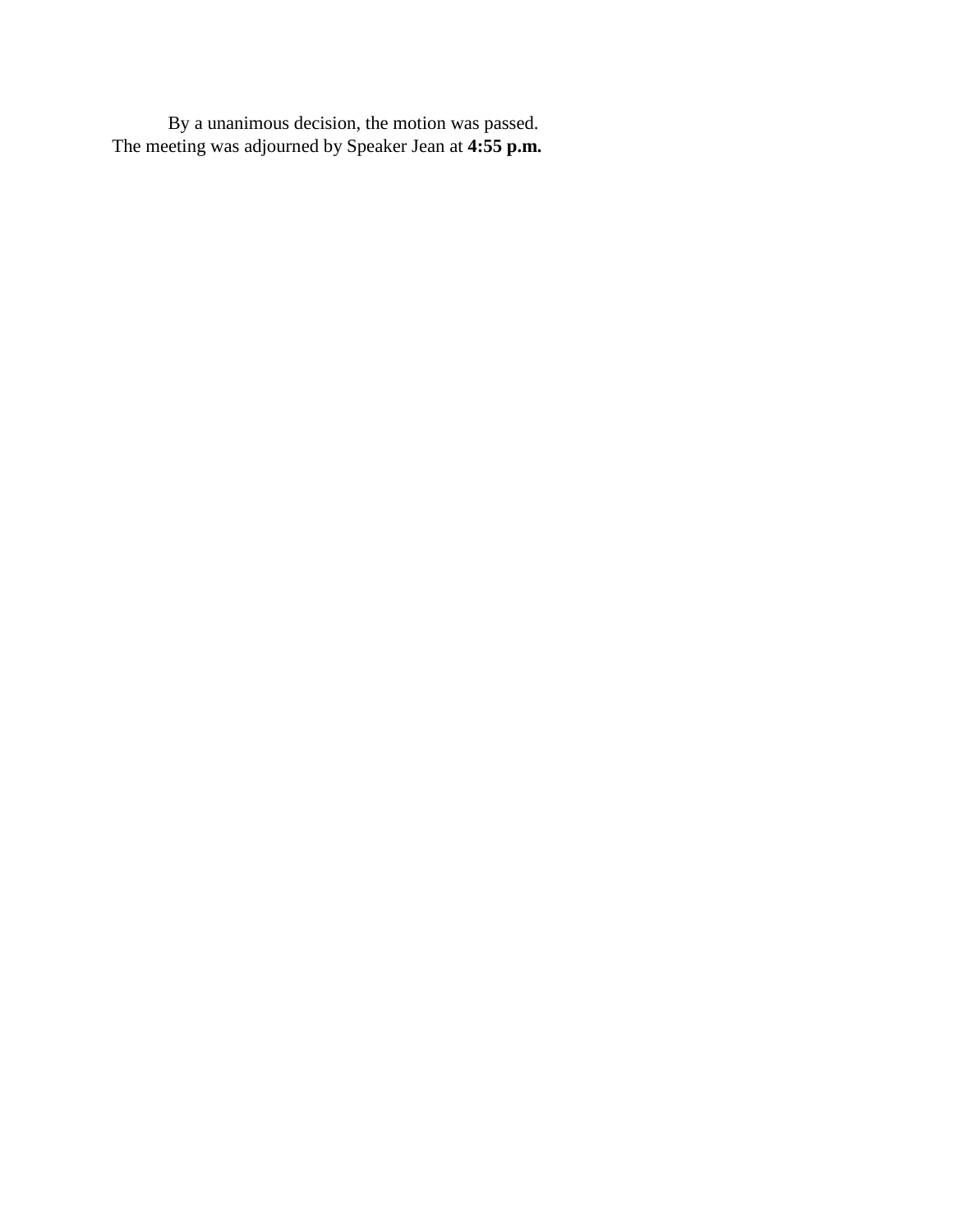By a unanimous decision, the motion was passed.

The meeting was adjourned by Speaker Jean at **4:55 p.m.**